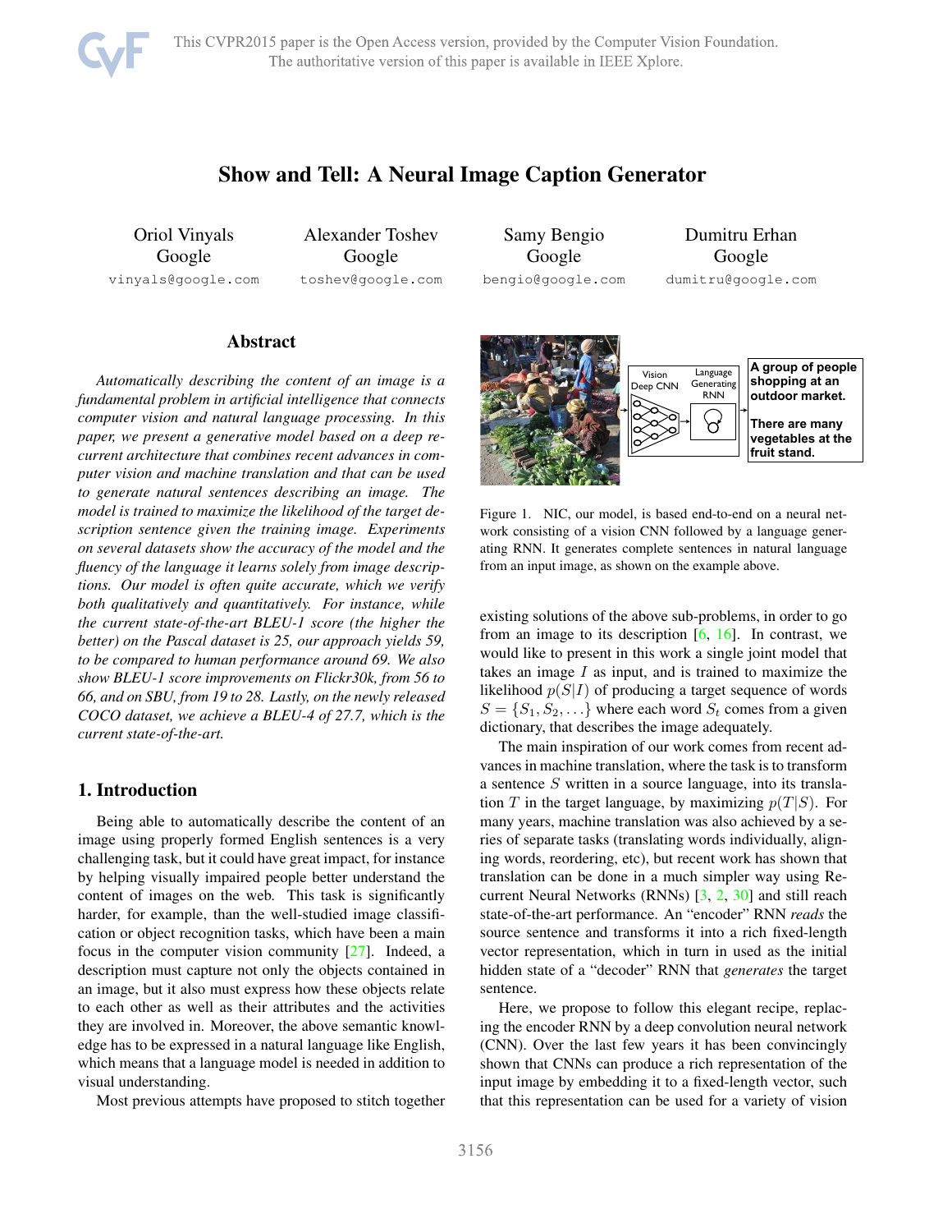# Show and Tell: A Neural Image Caption Generator

Oriol Vinyals
Google
vinyals@google.com

Alexander Toshev
Google
toshev@google.com

Samy Bengio
Google
bengio@google.com

Dumitru Erhan
Google
dumitru@google.com

## Abstract

*Automatically describing the content of an image is a fundamental problem in artificial intelligence that connects computer vision and natural language processing. In this paper, we present a generative model based on a deep recurrent architecture that combines recent advances in computer vision and machine translation and that can be used to generate natural sentences describing an image. The model is trained to maximize the likelihood of the target description sentence given the training image. Experiments on several datasets show the accuracy of the model and the fluency of the language it learns solely from image descriptions. Our model is often quite accurate, which we verify both qualitatively and quantitatively. For instance, while the current state-of-the-art BLEU-1 score (the higher the better) on the Pascal dataset is 25, our approach yields 59, to be compared to human performance around 69. We also show BLEU-1 score improvements on Flickr30k, from 56 to 66, and on SBU, from 19 to 28. Lastly, on the newly released COCO dataset, we achieve a BLEU-4 of 27.7, which is the current state-of-the-art.*

## 1. Introduction

Being able to automatically describe the content of an image using properly formed English sentences is a very challenging task, but it could have great impact, for instance by helping visually impaired people better understand the content of images on the web. This task is significantly harder, for example, than the well-studied image classification or object recognition tasks, which have been a main focus in the computer vision community [27]. Indeed, a description must capture not only the objects contained in an image, but it also must express how these objects relate to each other as well as their attributes and the activities they are involved in. Moreover, the above semantic knowledge has to be expressed in a natural language like English, which means that a language model is needed in addition to visual understanding.

Most previous attempts have proposed to stitch together existing solutions of the above sub-problems, in order to go from an image to its description [6, 16]. In contrast, we would like to present in this work a single joint model that takes an image $I$ as input, and is trained to maximize the likelihood $p(S|I)$ of producing a target sequence of words $S = \{S_1, S_2, \ldots\}$ where each word $S_t$ comes from a given dictionary, that describes the image adequately.

Vision Deep CNN
Language Generating RNN
A group of people shopping at an outdoor market.
There are many vegetables at the fruit stand.

Figure 1. NIC, our model, is based end-to-end on a neural network consisting of a vision CNN followed by a language generating RNN. It generates complete sentences in natural language from an input image, as shown on the example above.

The main inspiration of our work comes from recent advances in machine translation, where the task is to transform a sentence $S$ written in a source language, into its translation $T$ in the target language, by maximizing $p(T|S)$. For many years, machine translation was also achieved by a series of separate tasks (translating words individually, aligning words, reordering, etc), but recent work has shown that translation can be done in a much simpler way using Recurrent Neural Networks (RNNs) [3, 2, 30] and still reach state-of-the-art performance. An "encoder" RNN *reads* the source sentence and transforms it into a rich fixed-length vector representation, which in turn in used as the initial hidden state of a "decoder" RNN that *generates* the target sentence.

Here, we propose to follow this elegant recipe, replacing the encoder RNN by a deep convolution neural network (CNN). Over the last few years it has been convincingly shown that CNNs can produce a rich representation of the input image by embedding it to a fixed-length vector, such that this representation can be used for a variety of vision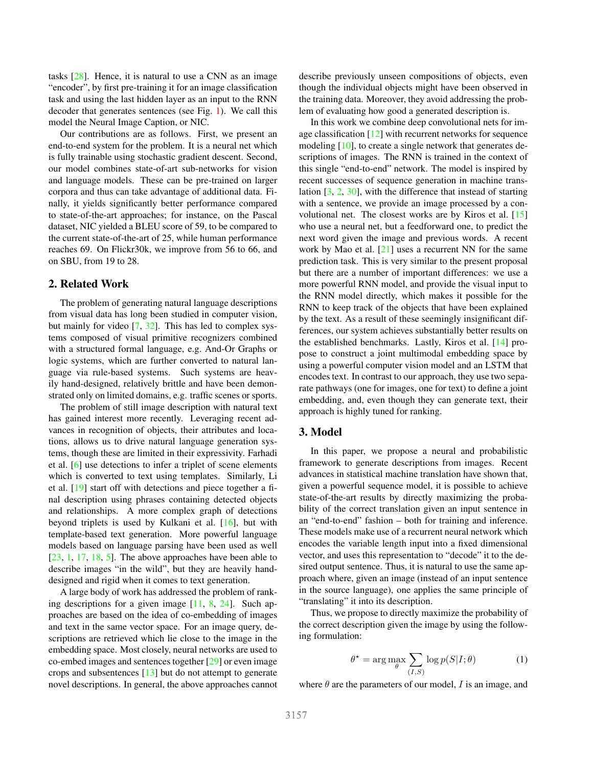tasks [28]. Hence, it is natural to use a CNN as an image "encoder", by first pre-training it for an image classification task and using the last hidden layer as an input to the RNN decoder that generates sentences (see Fig. 1). We call this model the Neural Image Caption, or NIC.

Our contributions are as follows. First, we present an end-to-end system for the problem. It is a neural net which is fully trainable using stochastic gradient descent. Second, our model combines state-of-art sub-networks for vision and language models. These can be pre-trained on larger corpora and thus can take advantage of additional data. Finally, it yields significantly better performance compared to state-of-the-art approaches; for instance, on the Pascal dataset, NIC yielded a BLEU score of 59, to be compared to the current state-of-the-art of 25, while human performance reaches 69. On Flickr30k, we improve from 56 to 66, and on SBU, from 19 to 28.

## 2. Related Work

The problem of generating natural language descriptions from visual data has long been studied in computer vision, but mainly for video [7, 32]. This has led to complex systems composed of visual primitive recognizers combined with a structured formal language, e.g. And-Or Graphs or logic systems, which are further converted to natural language via rule-based systems. Such systems are heavily hand-designed, relatively brittle and have been demonstrated only on limited domains, e.g. traffic scenes or sports.

The problem of still image description with natural text has gained interest more recently. Leveraging recent advances in recognition of objects, their attributes and locations, allows us to drive natural language generation systems, though these are limited in their expressivity. Farhadi et al. [6] use detections to infer a triplet of scene elements which is converted to text using templates. Similarly, Li et al. [19] start off with detections and piece together a final description using phrases containing detected objects and relationships. A more complex graph of detections beyond triplets is used by Kulkani et al. [16], but with template-based text generation. More powerful language models based on language parsing have been used as well [23, 1, 17, 18, 5]. The above approaches have been able to describe images "in the wild", but they are heavily hand-designed and rigid when it comes to text generation.

A large body of work has addressed the problem of ranking descriptions for a given image [11, 8, 24]. Such approaches are based on the idea of co-embedding of images and text in the same vector space. For an image query, descriptions are retrieved which lie close to the image in the embedding space. Most closely, neural networks are used to co-embed images and sentences together [29] or even image crops and subsentences [13] but do not attempt to generate novel descriptions. In general, the above approaches cannot describe previously unseen compositions of objects, even though the individual objects might have been observed in the training data. Moreover, they avoid addressing the problem of evaluating how good a generated description is.

In this work we combine deep convolutional nets for image classification [12] with recurrent networks for sequence modeling [10], to create a single network that generates descriptions of images. The RNN is trained in the context of this single "end-to-end" network. The model is inspired by recent successes of sequence generation in machine translation [3, 2, 30], with the difference that instead of starting with a sentence, we provide an image processed by a convolutional net. The closest works are by Kiros et al. [15] who use a neural net, but a feedforward one, to predict the next word given the image and previous words. A recent work by Mao et al. [21] uses a recurrent NN for the same prediction task. This is very similar to the present proposal but there are a number of important differences: we use a more powerful RNN model, and provide the visual input to the RNN model directly, which makes it possible for the RNN to keep track of the objects that have been explained by the text. As a result of these seemingly insignificant differences, our system achieves substantially better results on the established benchmarks. Lastly, Kiros et al. [14] propose to construct a joint multimodal embedding space by using a powerful computer vision model and an LSTM that encodes text. In contrast to our approach, they use two separate pathways (one for images, one for text) to define a joint embedding, and, even though they can generate text, their approach is highly tuned for ranking.

## 3. Model

In this paper, we propose a neural and probabilistic framework to generate descriptions from images. Recent advances in statistical machine translation have shown that, given a powerful sequence model, it is possible to achieve state-of-the-art results by directly maximizing the probability of the correct translation given an input sentence in an "end-to-end" fashion – both for training and inference. These models make use of a recurrent neural network which encodes the variable length input into a fixed dimensional vector, and uses this representation to "decode" it to the desired output sentence. Thus, it is natural to use the same approach where, given an image (instead of an input sentence in the source language), one applies the same principle of "translating" it into its description.

Thus, we propose to directly maximize the probability of the correct description given the image by using the following formulation:

$$\theta^\star = \arg\max_\theta \sum_{(I,S)} \log p(S|I;\theta) \tag{1}$$

where $\theta$ are the parameters of our model, $I$ is an image, and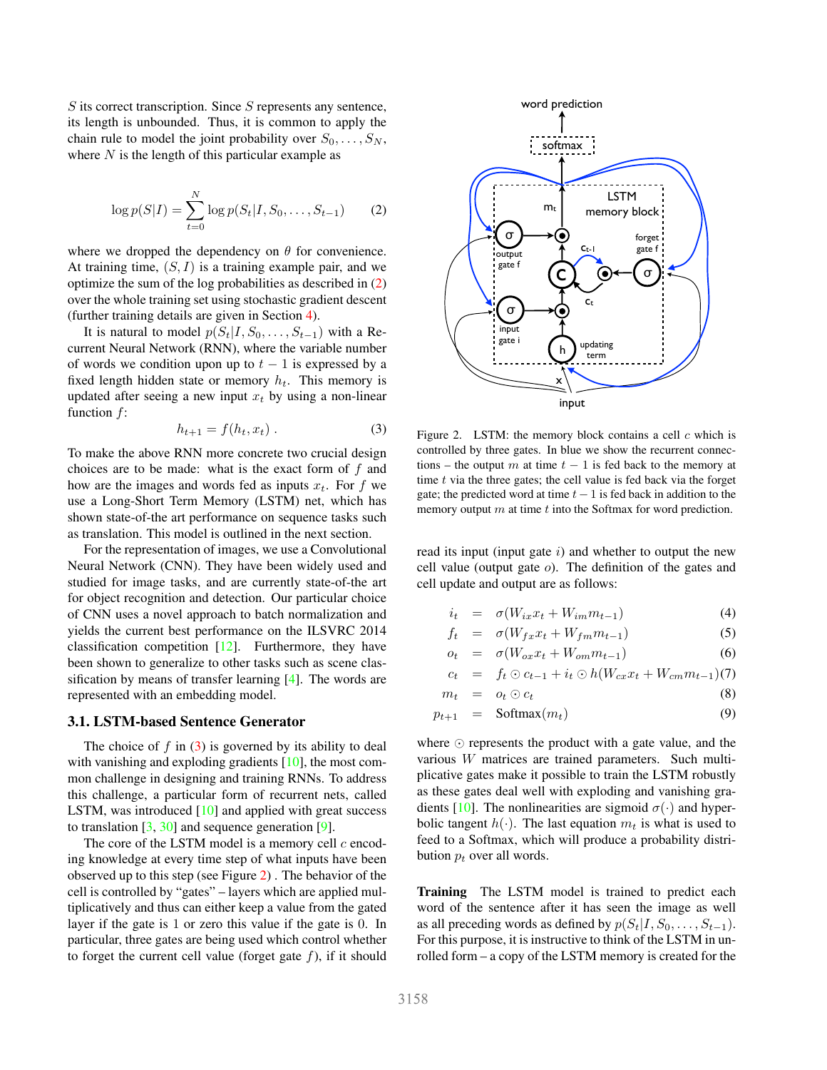$S$ its correct transcription. Since $S$ represents any sentence, its length is unbounded. Thus, it is common to apply the chain rule to model the joint probability over $S_0, \ldots, S_N$, where $N$ is the length of this particular example as

$$\log p(S|I) = \sum_{t=0}^{N} \log p(S_t|I, S_0, \ldots, S_{t-1}) \tag{2}$$

where we dropped the dependency on $\theta$ for convenience. At training time, $(S, I)$ is a training example pair, and we optimize the sum of the log probabilities as described in (2) over the whole training set using stochastic gradient descent (further training details are given in Section 4).

It is natural to model $p(S_t|I, S_0, \ldots, S_{t-1})$ with a Recurrent Neural Network (RNN), where the variable number of words we condition upon up to $t-1$ is expressed by a fixed length hidden state or memory $h_t$. This memory is updated after seeing a new input $x_t$ by using a non-linear function $f$:

$$h_{t+1} = f(h_t, x_t) \ . \tag{3}$$

To make the above RNN more concrete two crucial design choices are to be made: what is the exact form of $f$ and how are the images and words fed as inputs $x_t$. For $f$ we use a Long-Short Term Memory (LSTM) net, which has shown state-of-the art performance on sequence tasks such as translation. This model is outlined in the next section.

For the representation of images, we use a Convolutional Neural Network (CNN). They have been widely used and studied for image tasks, and are currently state-of-the art for object recognition and detection. Our particular choice of CNN uses a novel approach to batch normalization and yields the current best performance on the ILSVRC 2014 classification competition [12]. Furthermore, they have been shown to generalize to other tasks such as scene classification by means of transfer learning [4]. The words are represented with an embedding model.

### 3.1. LSTM-based Sentence Generator

The choice of $f$ in (3) is governed by its ability to deal with vanishing and exploding gradients [10], the most common challenge in designing and training RNNs. To address this challenge, a particular form of recurrent nets, called LSTM, was introduced [10] and applied with great success to translation [3, 30] and sequence generation [9].

The core of the LSTM model is a memory cell $c$ encoding knowledge at every time step of what inputs have been observed up to this step (see Figure 2) . The behavior of the cell is controlled by "gates" – layers which are applied multiplicatively and thus can either keep a value from the gated layer if the gate is 1 or zero this value if the gate is 0. In particular, three gates are being used which control whether to forget the current cell value (forget gate $f$), if it should read its input (input gate $i$) and whether to output the new cell value (output gate $o$). The definition of the gates and cell update and output are as follows:

Figure 2. LSTM: the memory block contains a cell $c$ which is controlled by three gates. In blue we show the recurrent connections – the output $m$ at time $t-1$ is fed back to the memory at time $t$ via the three gates; the cell value is fed back via the forget gate; the predicted word at time $t-1$ is fed back in addition to the memory output $m$ at time $t$ into the Softmax for word prediction.

$$i_t = \sigma(W_{ix}x_t + W_{im}m_{t-1}) \tag{4}$$
$$f_t = \sigma(W_{fx}x_t + W_{fm}m_{t-1}) \tag{5}$$
$$o_t = \sigma(W_{ox}x_t + W_{om}m_{t-1}) \tag{6}$$
$$c_t = f_t \odot c_{t-1} + i_t \odot h(W_{cx}x_t + W_{cm}m_{t-1}) \tag{7}$$
$$m_t = o_t \odot c_t \tag{8}$$
$$p_{t+1} = \text{Softmax}(m_t) \tag{9}$$

where $\odot$ represents the product with a gate value, and the various $W$ matrices are trained parameters. Such multiplicative gates make it possible to train the LSTM robustly as these gates deal well with exploding and vanishing gradients [10]. The nonlinearities are sigmoid $\sigma(\cdot)$ and hyperbolic tangent $h(\cdot)$. The last equation $m_t$ is what is used to feed to a Softmax, which will produce a probability distribution $p_t$ over all words.

**Training** The LSTM model is trained to predict each word of the sentence after it has seen the image as well as all preceding words as defined by $p(S_t|I, S_0, \ldots, S_{t-1})$. For this purpose, it is instructive to think of the LSTM in unrolled form – a copy of the LSTM memory is created for the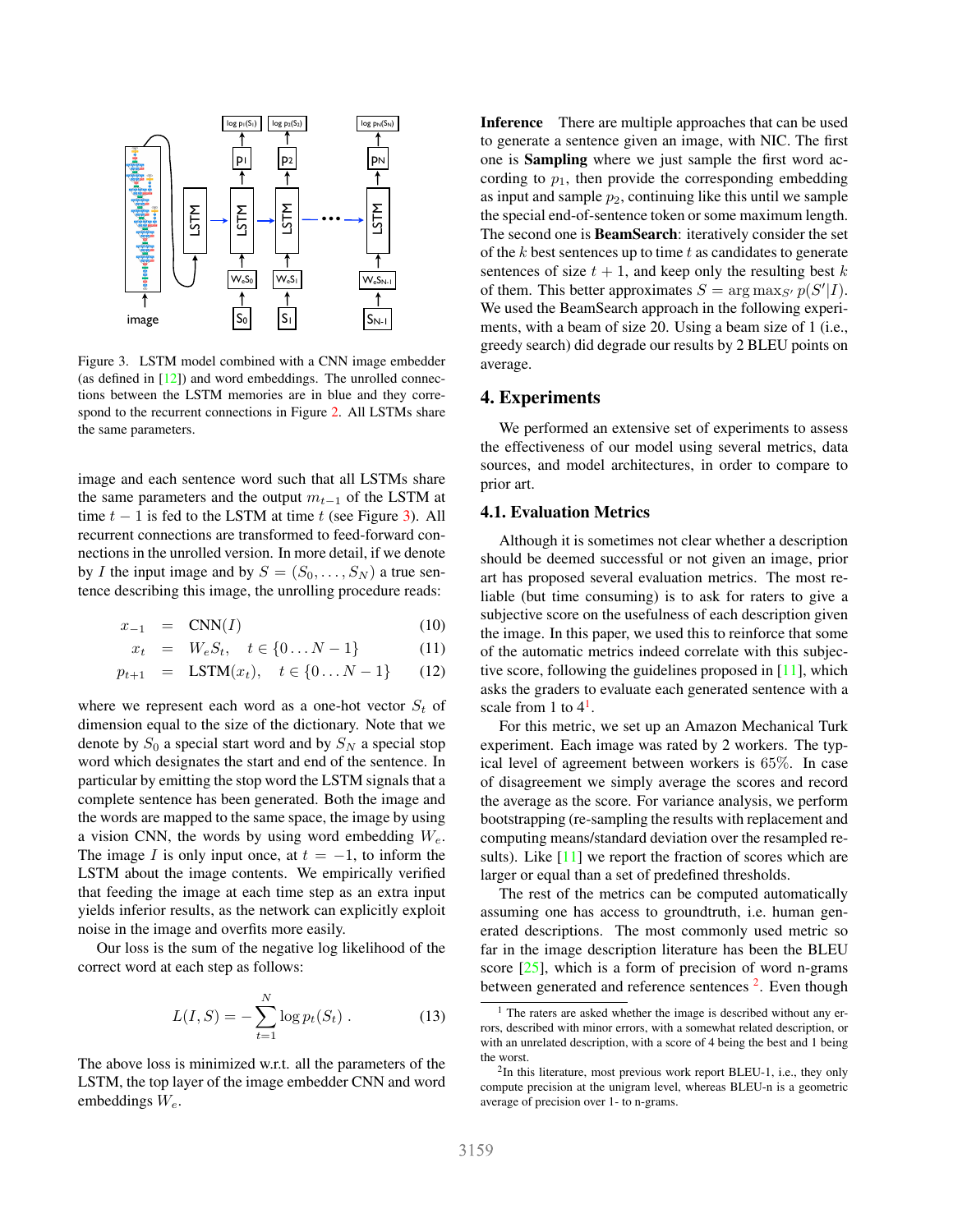Figure 3. LSTM model combined with a CNN image embedder (as defined in [12]) and word embeddings. The unrolled connections between the LSTM memories are in blue and they correspond to the recurrent connections in Figure 2. All LSTMs share the same parameters.

image and each sentence word such that all LSTMs share the same parameters and the output $m_{t-1}$ of the LSTM at time $t-1$ is fed to the LSTM at time $t$ (see Figure 3). All recurrent connections are transformed to feed-forward connections in the unrolled version. In more detail, if we denote by $I$ the input image and by $S = (S_0, \ldots, S_N)$ a true sentence describing this image, the unrolling procedure reads:

$$x_{-1} = \text{CNN}(I) \tag{10}$$

$$x_t = W_e S_t, \quad t \in \{0 \ldots N-1\} \tag{11}$$

$$p_{t+1} = \text{LSTM}(x_t), \quad t \in \{0 \ldots N-1\} \tag{12}$$

where we represent each word as a one-hot vector $S_t$ of dimension equal to the size of the dictionary. Note that we denote by $S_0$ a special start word and by $S_N$ a special stop word which designates the start and end of the sentence. In particular by emitting the stop word the LSTM signals that a complete sentence has been generated. Both the image and the words are mapped to the same space, the image by using a vision CNN, the words by using word embedding $W_e$. The image $I$ is only input once, at $t = -1$, to inform the LSTM about the image contents. We empirically verified that feeding the image at each time step as an extra input yields inferior results, as the network can explicitly exploit noise in the image and overfits more easily.

Our loss is the sum of the negative log likelihood of the correct word at each step as follows:

$$L(I, S) = -\sum_{t=1}^{N} \log p_t(S_t) \; . \tag{13}$$

The above loss is minimized w.r.t. all the parameters of the LSTM, the top layer of the image embedder CNN and word embeddings $W_e$.

**Inference** There are multiple approaches that can be used to generate a sentence given an image, with NIC. The first one is **Sampling** where we just sample the first word according to $p_1$, then provide the corresponding embedding as input and sample $p_2$, continuing like this until we sample the special end-of-sentence token or some maximum length. The second one is **BeamSearch**: iteratively consider the set of the $k$ best sentences up to time $t$ as candidates to generate sentences of size $t+1$, and keep only the resulting best $k$ of them. This better approximates $S = \arg\max_{S'} p(S'|I)$. We used the BeamSearch approach in the following experiments, with a beam of size 20. Using a beam size of 1 (i.e., greedy search) did degrade our results by 2 BLEU points on average.

## 4. Experiments

We performed an extensive set of experiments to assess the effectiveness of our model using several metrics, data sources, and model architectures, in order to compare to prior art.

### 4.1. Evaluation Metrics

Although it is sometimes not clear whether a description should be deemed successful or not given an image, prior art has proposed several evaluation metrics. The most reliable (but time consuming) is to ask for raters to give a subjective score on the usefulness of each description given the image. In this paper, we used this to reinforce that some of the automatic metrics indeed correlate with this subjective score, following the guidelines proposed in [11], which asks the graders to evaluate each generated sentence with a scale from 1 to 4[1].

For this metric, we set up an Amazon Mechanical Turk experiment. Each image was rated by 2 workers. The typical level of agreement between workers is 65%. In case of disagreement we simply average the scores and record the average as the score. For variance analysis, we perform bootstrapping (re-sampling the results with replacement and computing means/standard deviation over the resampled results). Like [11] we report the fraction of scores which are larger or equal than a set of predefined thresholds.

The rest of the metrics can be computed automatically assuming one has access to groundtruth, i.e. human generated descriptions. The most commonly used metric so far in the image description literature has been the BLEU score [25], which is a form of precision of word n-grams between generated and reference sentences [2]. Even though

[1] The raters are asked whether the image is described without any errors, described with minor errors, with a somewhat related description, or with an unrelated description, with a score of 4 being the best and 1 being the worst.

[2] In this literature, most previous work report BLEU-1, i.e., they only compute precision at the unigram level, whereas BLEU-n is a geometric average of precision over 1- to n-grams.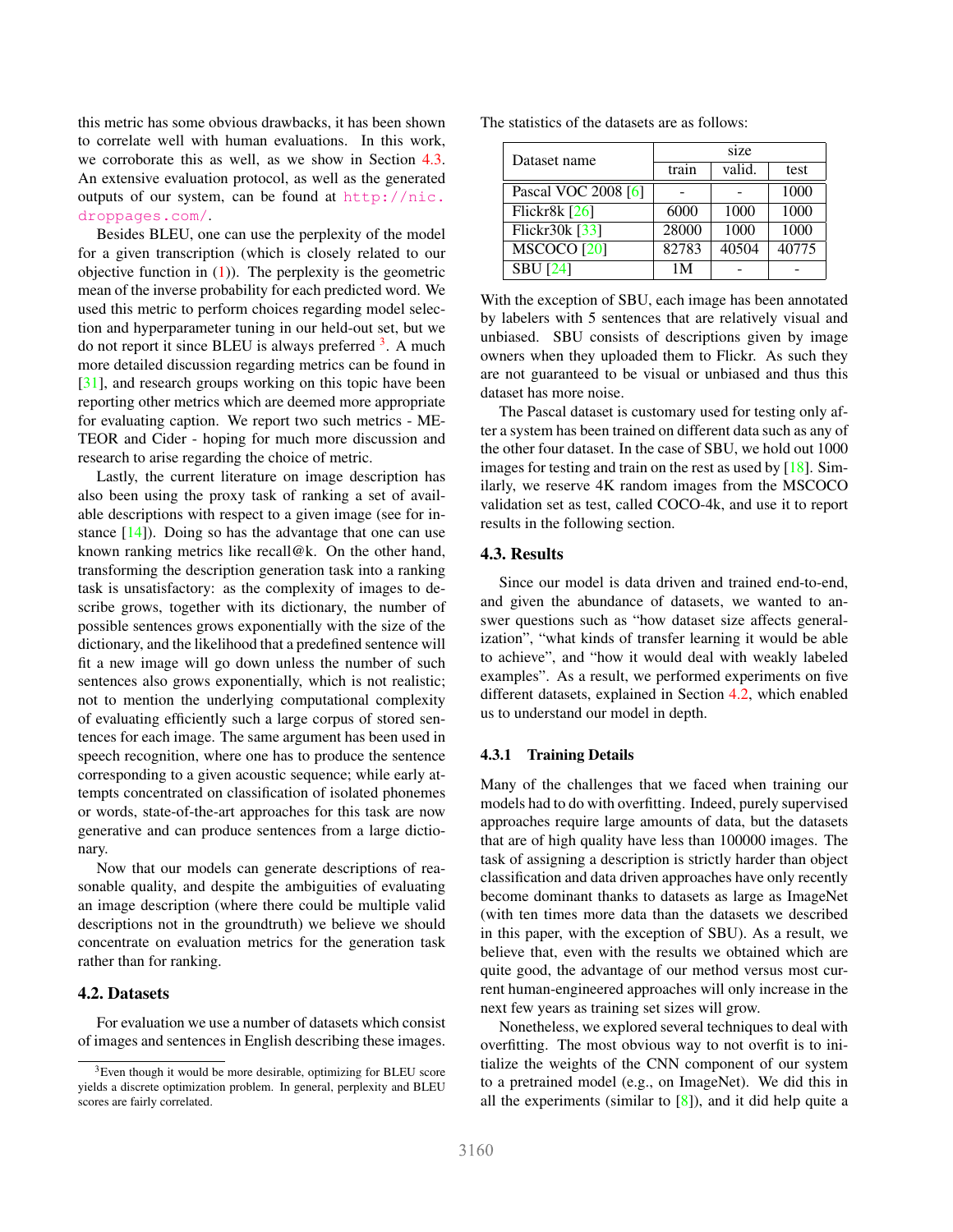this metric has some obvious drawbacks, it has been shown to correlate well with human evaluations. In this work, we corroborate this as well, as we show in Section 4.3. An extensive evaluation protocol, as well as the generated outputs of our system, can be found at http://nic.droppages.com/.

Besides BLEU, one can use the perplexity of the model for a given transcription (which is closely related to our objective function in (1)). The perplexity is the geometric mean of the inverse probability for each predicted word. We used this metric to perform choices regarding model selection and hyperparameter tuning in our held-out set, but we do not report it since BLEU is always preferred [3]. A much more detailed discussion regarding metrics can be found in [31], and research groups working on this topic have been reporting other metrics which are deemed more appropriate for evaluating caption. We report two such metrics - METEOR and Cider - hoping for much more discussion and research to arise regarding the choice of metric.

Lastly, the current literature on image description has also been using the proxy task of ranking a set of available descriptions with respect to a given image (see for instance [14]). Doing so has the advantage that one can use known ranking metrics like recall@k. On the other hand, transforming the description generation task into a ranking task is unsatisfactory: as the complexity of images to describe grows, together with its dictionary, the number of possible sentences grows exponentially with the size of the dictionary, and the likelihood that a predefined sentence will fit a new image will go down unless the number of such sentences also grows exponentially, which is not realistic; not to mention the underlying computational complexity of evaluating efficiently such a large corpus of stored sentences for each image. The same argument has been used in speech recognition, where one has to produce the sentence corresponding to a given acoustic sequence; while early attempts concentrated on classification of isolated phonemes or words, state-of-the-art approaches for this task are now generative and can produce sentences from a large dictionary.

Now that our models can generate descriptions of reasonable quality, and despite the ambiguities of evaluating an image description (where there could be multiple valid descriptions not in the groundtruth) we believe we should concentrate on evaluation metrics for the generation task rather than for ranking.

## 4.2. Datasets

For evaluation we use a number of datasets which consist of images and sentences in English describing these images.

[3] Even though it would be more desirable, optimizing for BLEU score yields a discrete optimization problem. In general, perplexity and BLEU scores are fairly correlated.

The statistics of the datasets are as follows:

| Dataset name | size | | |
|---|---|---|---|
| | train | valid. | test |
| Pascal VOC 2008 [6] | - | - | 1000 |
| Flickr8k [26] | 6000 | 1000 | 1000 |
| Flickr30k [33] | 28000 | 1000 | 1000 |
| MSCOCO [20] | 82783 | 40504 | 40775 |
| SBU [24] | 1M | - | - |

With the exception of SBU, each image has been annotated by labelers with 5 sentences that are relatively visual and unbiased. SBU consists of descriptions given by image owners when they uploaded them to Flickr. As such they are not guaranteed to be visual or unbiased and thus this dataset has more noise.

The Pascal dataset is customary used for testing only after a system has been trained on different data such as any of the other four dataset. In the case of SBU, we hold out 1000 images for testing and train on the rest as used by [18]. Similarly, we reserve 4K random images from the MSCOCO validation set as test, called COCO-4k, and use it to report results in the following section.

## 4.3. Results

Since our model is data driven and trained end-to-end, and given the abundance of datasets, we wanted to answer questions such as "how dataset size affects generalization", "what kinds of transfer learning it would be able to achieve", and "how it would deal with weakly labeled examples". As a result, we performed experiments on five different datasets, explained in Section 4.2, which enabled us to understand our model in depth.

### 4.3.1 Training Details

Many of the challenges that we faced when training our models had to do with overfitting. Indeed, purely supervised approaches require large amounts of data, but the datasets that are of high quality have less than 100000 images. The task of assigning a description is strictly harder than object classification and data driven approaches have only recently become dominant thanks to datasets as large as ImageNet (with ten times more data than the datasets we described in this paper, with the exception of SBU). As a result, we believe that, even with the results we obtained which are quite good, the advantage of our method versus most current human-engineered approaches will only increase in the next few years as training set sizes will grow.

Nonetheless, we explored several techniques to deal with overfitting. The most obvious way to not overfit is to initialize the weights of the CNN component of our system to a pretrained model (e.g., on ImageNet). We did this in all the experiments (similar to [8]), and it did help quite a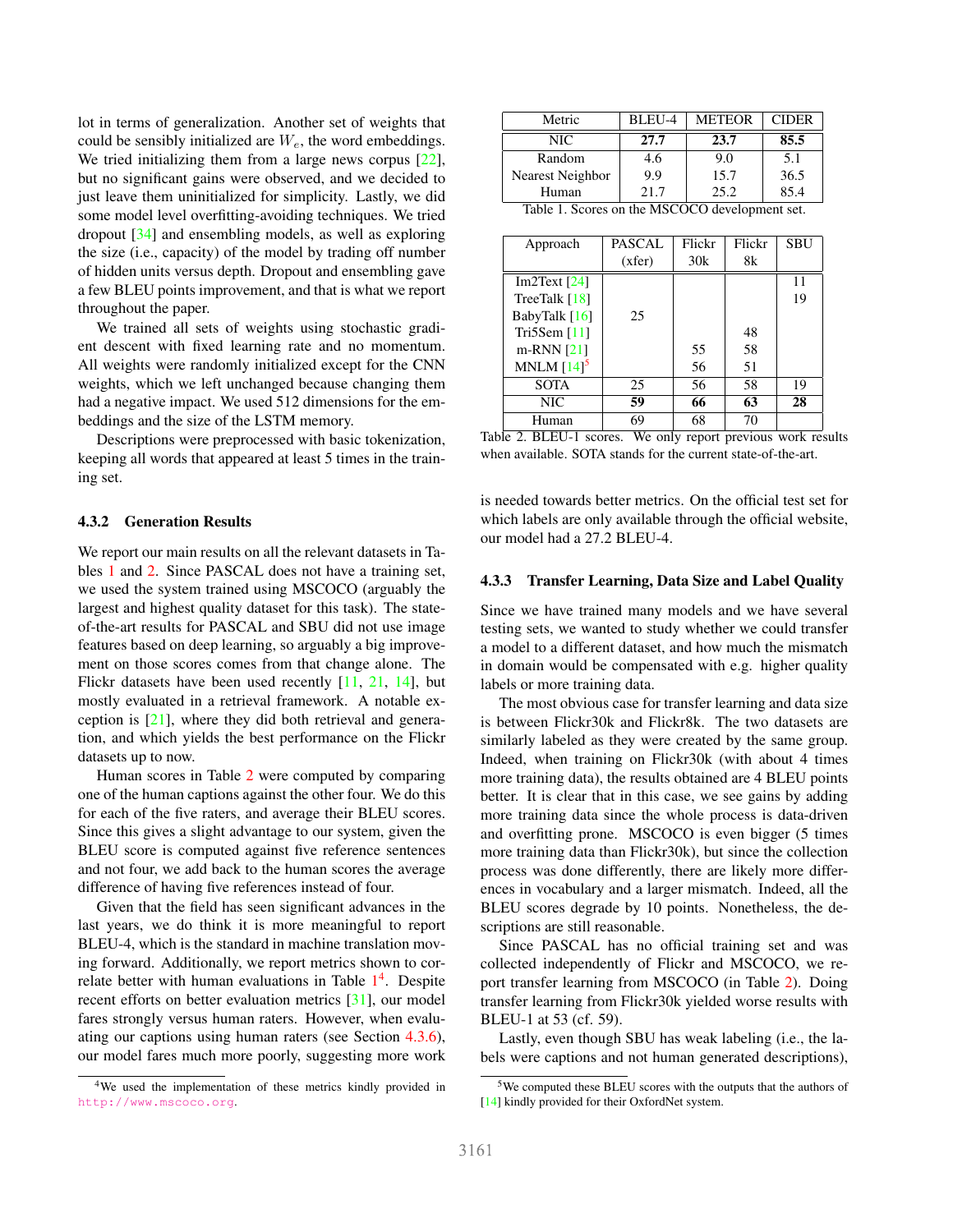lot in terms of generalization. Another set of weights that could be sensibly initialized are $W_e$, the word embeddings. We tried initializing them from a large news corpus [22], but no significant gains were observed, and we decided to just leave them uninitialized for simplicity. Lastly, we did some model level overfitting-avoiding techniques. We tried dropout [34] and ensembling models, as well as exploring the size (i.e., capacity) of the model by trading off number of hidden units versus depth. Dropout and ensembling gave a few BLEU points improvement, and that is what we report throughout the paper.

We trained all sets of weights using stochastic gradient descent with fixed learning rate and no momentum. All weights were randomly initialized except for the CNN weights, which we left unchanged because changing them had a negative impact. We used 512 dimensions for the embeddings and the size of the LSTM memory.

Descriptions were preprocessed with basic tokenization, keeping all words that appeared at least 5 times in the training set.

#### 4.3.2 Generation Results

We report our main results on all the relevant datasets in Tables 1 and 2. Since PASCAL does not have a training set, we used the system trained using MSCOCO (arguably the largest and highest quality dataset for this task). The state-of-the-art results for PASCAL and SBU did not use image features based on deep learning, so arguably a big improvement on those scores comes from that change alone. The Flickr datasets have been used recently [11, 21, 14], but mostly evaluated in a retrieval framework. A notable exception is [21], where they did both retrieval and generation, and which yields the best performance on the Flickr datasets up to now.

Human scores in Table 2 were computed by comparing one of the human captions against the other four. We do this for each of the five raters, and average their BLEU scores. Since this gives a slight advantage to our system, given the BLEU score is computed against five reference sentences and not four, we add back to the human scores the average difference of having five references instead of four.

Given that the field has seen significant advances in the last years, we do think it is more meaningful to report BLEU-4, which is the standard in machine translation moving forward. Additionally, we report metrics shown to correlate better with human evaluations in Table 1[4]. Despite recent efforts on better evaluation metrics [31], our model fares strongly versus human raters. However, when evaluating our captions using human raters (see Section 4.3.6), our model fares much more poorly, suggesting more work is needed towards better metrics. On the official test set for which labels are only available through the official website, our model had a 27.2 BLEU-4.

| Metric | BLEU-4 | METEOR | CIDER |
|---|---|---|---|
| NIC | **27.7** | **23.7** | **85.5** |
| Random | 4.6 | 9.0 | 5.1 |
| Nearest Neighbor | 9.9 | 15.7 | 36.5 |
| Human | 21.7 | 25.2 | 85.4 |

Table 1. Scores on the MSCOCO development set.

| Approach | PASCAL (xfer) | Flickr 30k | Flickr 8k | SBU |
|---|---|---|---|---|
| Im2Text [24] | | | | 11 |
| TreeTalk [18] | | | | 19 |
| BabyTalk [16] | 25 | | | |
| Tri5Sem [11] | | | 48 | |
| m-RNN [21] | | 55 | 58 | |
| MNLM [14][5] | | 56 | 51 | |
| SOTA | 25 | 56 | 58 | 19 |
| NIC | **59** | **66** | **63** | **28** |
| Human | 69 | 68 | 70 | |

Table 2. BLEU-1 scores. We only report previous work results when available. SOTA stands for the current state-of-the-art.

#### 4.3.3 Transfer Learning, Data Size and Label Quality

Since we have trained many models and we have several testing sets, we wanted to study whether we could transfer a model to a different dataset, and how much the mismatch in domain would be compensated with e.g. higher quality labels or more training data.

The most obvious case for transfer learning and data size is between Flickr30k and Flickr8k. The two datasets are similarly labeled as they were created by the same group. Indeed, when training on Flickr30k (with about 4 times more training data), the results obtained are 4 BLEU points better. It is clear that in this case, we see gains by adding more training data since the whole process is data-driven and overfitting prone. MSCOCO is even bigger (5 times more training data than Flickr30k), but since the collection process was done differently, there are likely more differences in vocabulary and a larger mismatch. Indeed, all the BLEU scores degrade by 10 points. Nonetheless, the descriptions are still reasonable.

Since PASCAL has no official training set and was collected independently of Flickr and MSCOCO, we report transfer learning from MSCOCO (in Table 2). Doing transfer learning from Flickr30k yielded worse results with BLEU-1 at 53 (cf. 59).

Lastly, even though SBU has weak labeling (i.e., the labels were captions and not human generated descriptions),

[4] We used the implementation of these metrics kindly provided in http://www.mscoco.org.

[5] We computed these BLEU scores with the outputs that the authors of [14] kindly provided for their OxfordNet system.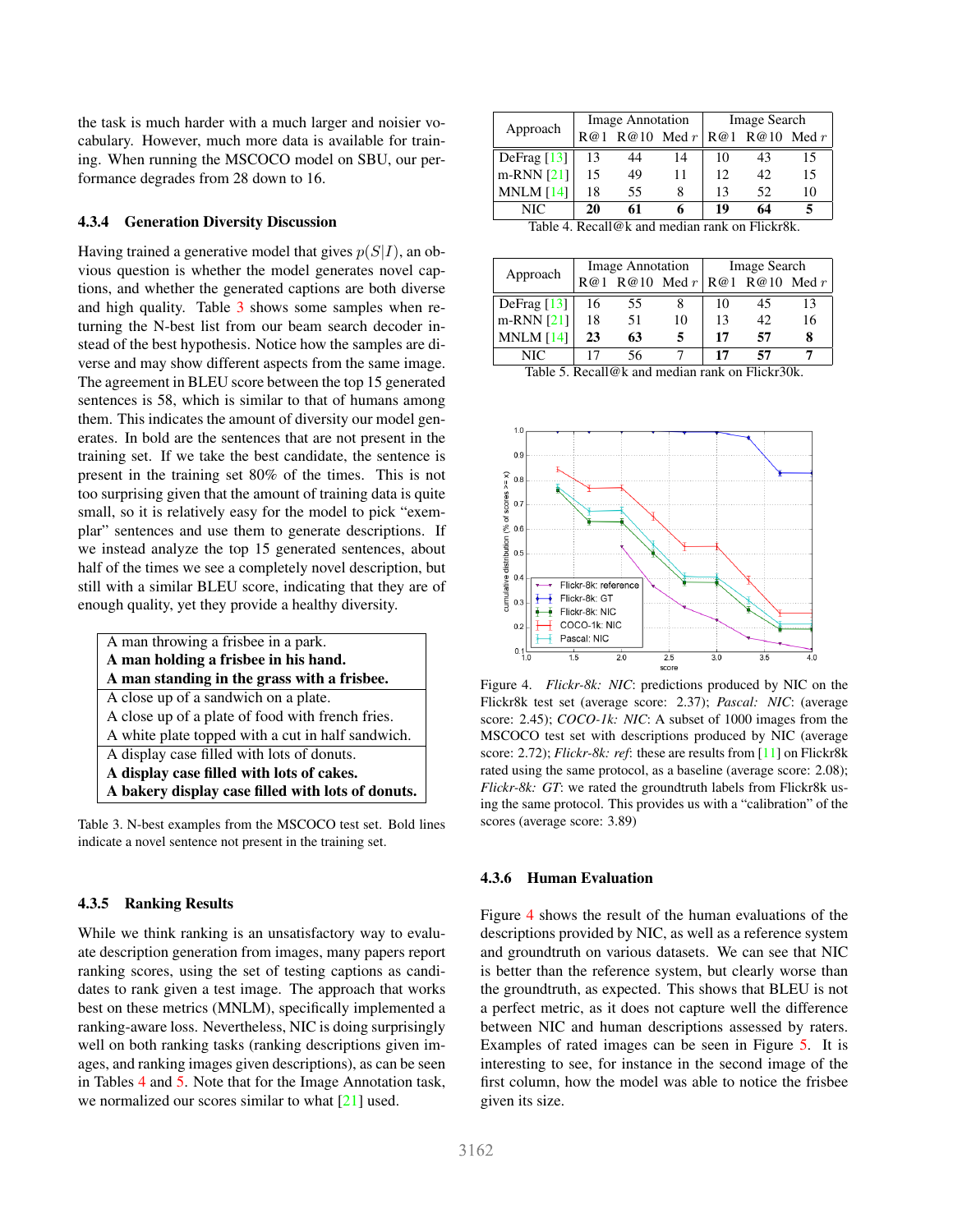the task is much harder with a much larger and noisier vocabulary. However, much more data is available for training. When running the MSCOCO model on SBU, our performance degrades from 28 down to 16.

#### 4.3.4 Generation Diversity Discussion

Having trained a generative model that gives $p(S|I)$, an obvious question is whether the model generates novel captions, and whether the generated captions are both diverse and high quality. Table 3 shows some samples when returning the N-best list from our beam search decoder instead of the best hypothesis. Notice how the samples are diverse and may show different aspects from the same image. The agreement in BLEU score between the top 15 generated sentences is 58, which is similar to that of humans among them. This indicates the amount of diversity our model generates. In bold are the sentences that are not present in the training set. If we take the best candidate, the sentence is present in the training set 80% of the times. This is not too surprising given that the amount of training data is quite small, so it is relatively easy for the model to pick "exemplar" sentences and use them to generate descriptions. If we instead analyze the top 15 generated sentences, about half of the times we see a completely novel description, but still with a similar BLEU score, indicating that they are of enough quality, yet they provide a healthy diversity.

| |
|---|
| A man throwing a frisbee in a park. |
| **A man holding a frisbee in his hand.** |
| **A man standing in the grass with a frisbee.** |
| A close up of a sandwich on a plate. |
| A close up of a plate of food with french fries. |
| A white plate topped with a cut in half sandwich. |
| A display case filled with lots of donuts. |
| **A display case filled with lots of cakes.** |
| **A bakery display case filled with lots of donuts.** |

Table 3. N-best examples from the MSCOCO test set. Bold lines indicate a novel sentence not present in the training set.

#### 4.3.5 Ranking Results

While we think ranking is an unsatisfactory way to evaluate description generation from images, many papers report ranking scores, using the set of testing captions as candidates to rank given a test image. The approach that works best on these metrics (MNLM), specifically implemented a ranking-aware loss. Nevertheless, NIC is doing surprisingly well on both ranking tasks (ranking descriptions given images, and ranking images given descriptions), as can be seen in Tables 4 and 5. Note that for the Image Annotation task, we normalized our scores similar to what [21] used.

| Approach | Image Annotation | | | Image Search | | |
|---|---|---|---|---|---|---|
| | R@1 | R@10 | Med $r$ | R@1 | R@10 | Med $r$ |
| DeFrag [13] | 13 | 44 | 14 | 10 | 43 | 15 |
| m-RNN [21] | 15 | 49 | 11 | 12 | 42 | 15 |
| MNLM [14] | 18 | 55 | 8 | 13 | 52 | 10 |
| NIC | **20** | **61** | **6** | **19** | **64** | **5** |

Table 4. Recall@k and median rank on Flickr8k.

| Approach | Image Annotation | | | Image Search | | |
|---|---|---|---|---|---|---|
| | R@1 | R@10 | Med $r$ | R@1 | R@10 | Med $r$ |
| DeFrag [13] | 16 | 55 | 8 | 10 | 45 | 13 |
| m-RNN [21] | 18 | 51 | 10 | 13 | 42 | 16 |
| MNLM [14] | **23** | **63** | **5** | **17** | **57** | **8** |
| NIC | 17 | 56 | 7 | **17** | **57** | 7 |

Table 5. Recall@k and median rank on Flickr30k.

Figure 4. *Flickr-8k: NIC*: predictions produced by NIC on the Flickr8k test set (average score: 2.37); *Pascal: NIC*: (average score: 2.45); *COCO-1k: NIC*: A subset of 1000 images from the MSCOCO test set with descriptions produced by NIC (average score: 2.72); *Flickr-8k: ref*: these are results from [11] on Flickr8k rated using the same protocol, as a baseline (average score: 2.08); *Flickr-8k: GT*: we rated the groundtruth labels from Flickr8k using the same protocol. This provides us with a "calibration" of the scores (average score: 3.89)

#### 4.3.6 Human Evaluation

Figure 4 shows the result of the human evaluations of the descriptions provided by NIC, as well as a reference system and groundtruth on various datasets. We can see that NIC is better than the reference system, but clearly worse than the groundtruth, as expected. This shows that BLEU is not a perfect metric, as it does not capture well the difference between NIC and human descriptions assessed by raters. Examples of rated images can be seen in Figure 5. It is interesting to see, for instance in the second image of the first column, how the model was able to notice the frisbee given its size.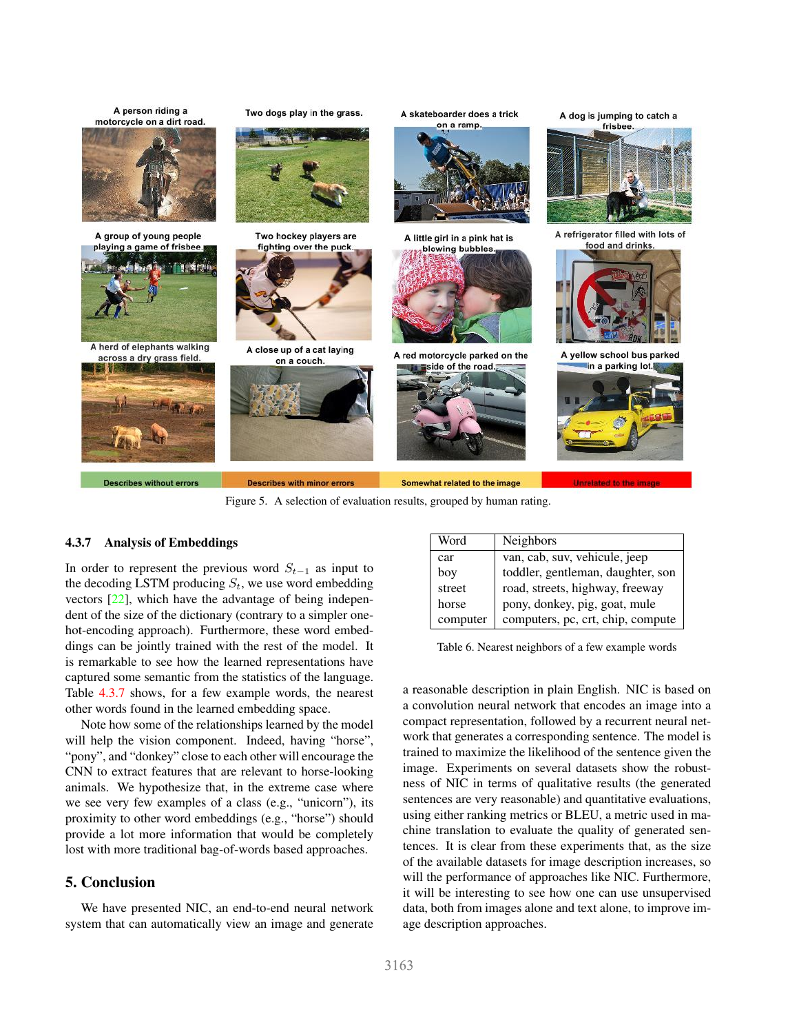Figure 5. A selection of evaluation results, grouped by human rating.

#### 4.3.7 Analysis of Embeddings

In order to represent the previous word $S_{t-1}$ as input to the decoding LSTM producing $S_t$, we use word embedding vectors [22], which have the advantage of being independent of the size of the dictionary (contrary to a simpler one-hot-encoding approach). Furthermore, these word embeddings can be jointly trained with the rest of the model. It is remarkable to see how the learned representations have captured some semantic from the statistics of the language. Table 4.3.7 shows, for a few example words, the nearest other words found in the learned embedding space.

Note how some of the relationships learned by the model will help the vision component. Indeed, having "horse", "pony", and "donkey" close to each other will encourage the CNN to extract features that are relevant to horse-looking animals. We hypothesize that, in the extreme case where we see very few examples of a class (e.g., "unicorn"), its proximity to other word embeddings (e.g., "horse") should provide a lot more information that would be completely lost with more traditional bag-of-words based approaches.

| Word | Neighbors |
|---|---|
| car | van, cab, suv, vehicule, jeep |
| boy | toddler, gentleman, daughter, son |
| street | road, streets, highway, freeway |
| horse | pony, donkey, pig, goat, mule |
| computer | computers, pc, crt, chip, compute |

Table 6. Nearest neighbors of a few example words

## 5. Conclusion

We have presented NIC, an end-to-end neural network system that can automatically view an image and generate a reasonable description in plain English. NIC is based on a convolution neural network that encodes an image into a compact representation, followed by a recurrent neural network that generates a corresponding sentence. The model is trained to maximize the likelihood of the sentence given the image. Experiments on several datasets show the robustness of NIC in terms of qualitative results (the generated sentences are very reasonable) and quantitative evaluations, using either ranking metrics or BLEU, a metric used in machine translation to evaluate the quality of generated sentences. It is clear from these experiments that, as the size of the available datasets for image description increases, so will the performance of approaches like NIC. Furthermore, it will be interesting to see how one can use unsupervised data, both from images alone and text alone, to improve image description approaches.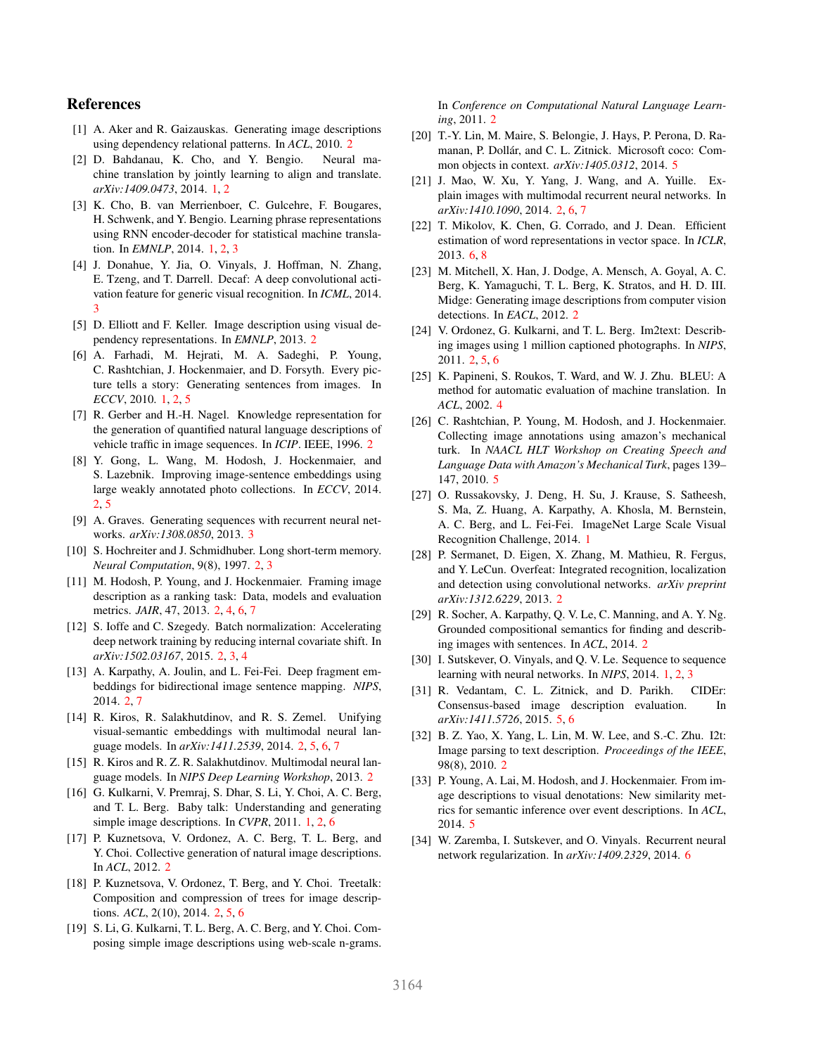## References

[1] A. Aker and R. Gaizauskas. Generating image descriptions using dependency relational patterns. In *ACL*, 2010. 2

[2] D. Bahdanau, K. Cho, and Y. Bengio. Neural machine translation by jointly learning to align and translate. *arXiv:1409.0473*, 2014. 1, 2

[3] K. Cho, B. van Merrienboer, C. Gulcehre, F. Bougares, H. Schwenk, and Y. Bengio. Learning phrase representations using RNN encoder-decoder for statistical machine translation. In *EMNLP*, 2014. 1, 2, 3

[4] J. Donahue, Y. Jia, O. Vinyals, J. Hoffman, N. Zhang, E. Tzeng, and T. Darrell. Decaf: A deep convolutional activation feature for generic visual recognition. In *ICML*, 2014. 3

[5] D. Elliott and F. Keller. Image description using visual dependency representations. In *EMNLP*, 2013. 2

[6] A. Farhadi, M. Hejrati, M. A. Sadeghi, P. Young, C. Rashtchian, J. Hockenmaier, and D. Forsyth. Every picture tells a story: Generating sentences from images. In *ECCV*, 2010. 1, 2, 5

[7] R. Gerber and H.-H. Nagel. Knowledge representation for the generation of quantified natural language descriptions of vehicle traffic in image sequences. In *ICIP*. IEEE, 1996. 2

[8] Y. Gong, L. Wang, M. Hodosh, J. Hockenmaier, and S. Lazebnik. Improving image-sentence embeddings using large weakly annotated photo collections. In *ECCV*, 2014. 2, 5

[9] A. Graves. Generating sequences with recurrent neural networks. *arXiv:1308.0850*, 2013. 3

[10] S. Hochreiter and J. Schmidhuber. Long short-term memory. *Neural Computation*, 9(8), 1997. 2, 3

[11] M. Hodosh, P. Young, and J. Hockenmaier. Framing image description as a ranking task: Data, models and evaluation metrics. *JAIR*, 47, 2013. 2, 4, 6, 7

[12] S. Ioffe and C. Szegedy. Batch normalization: Accelerating deep network training by reducing internal covariate shift. In *arXiv:1502.03167*, 2015. 2, 3, 4

[13] A. Karpathy, A. Joulin, and L. Fei-Fei. Deep fragment embeddings for bidirectional image sentence mapping. *NIPS*, 2014. 2, 7

[14] R. Kiros, R. Salakhutdinov, and R. S. Zemel. Unifying visual-semantic embeddings with multimodal neural language models. In *arXiv:1411.2539*, 2014. 2, 5, 6, 7

[15] R. Kiros and R. Z. R. Salakhutdinov. Multimodal neural language models. In *NIPS Deep Learning Workshop*, 2013. 2

[16] G. Kulkarni, V. Premraj, S. Dhar, S. Li, Y. Choi, A. C. Berg, and T. L. Berg. Baby talk: Understanding and generating simple image descriptions. In *CVPR*, 2011. 1, 2, 6

[17] P. Kuznetsova, V. Ordonez, A. C. Berg, T. L. Berg, and Y. Choi. Collective generation of natural image descriptions. In *ACL*, 2012. 2

[18] P. Kuznetsova, V. Ordonez, T. Berg, and Y. Choi. Treetalk: Composition and compression of trees for image descriptions. *ACL*, 2(10), 2014. 2, 5, 6

[19] S. Li, G. Kulkarni, T. L. Berg, A. C. Berg, and Y. Choi. Composing simple image descriptions using web-scale n-grams. In *Conference on Computational Natural Language Learning*, 2011. 2

[20] T.-Y. Lin, M. Maire, S. Belongie, J. Hays, P. Perona, D. Ramanan, P. Dollár, and C. L. Zitnick. Microsoft coco: Common objects in context. *arXiv:1405.0312*, 2014. 5

[21] J. Mao, W. Xu, Y. Yang, J. Wang, and A. Yuille. Explain images with multimodal recurrent neural networks. In *arXiv:1410.1090*, 2014. 2, 6, 7

[22] T. Mikolov, K. Chen, G. Corrado, and J. Dean. Efficient estimation of word representations in vector space. In *ICLR*, 2013. 6, 8

[23] M. Mitchell, X. Han, J. Dodge, A. Mensch, A. Goyal, A. C. Berg, K. Yamaguchi, T. L. Berg, K. Stratos, and H. D. III. Midge: Generating image descriptions from computer vision detections. In *EACL*, 2012. 2

[24] V. Ordonez, G. Kulkarni, and T. L. Berg. Im2text: Describing images using 1 million captioned photographs. In *NIPS*, 2011. 2, 5, 6

[25] K. Papineni, S. Roukos, T. Ward, and W. J. Zhu. BLEU: A method for automatic evaluation of machine translation. In *ACL*, 2002. 4

[26] C. Rashtchian, P. Young, M. Hodosh, and J. Hockenmaier. Collecting image annotations using amazon's mechanical turk. In *NAACL HLT Workshop on Creating Speech and Language Data with Amazon's Mechanical Turk*, pages 139–147, 2010. 5

[27] O. Russakovsky, J. Deng, H. Su, J. Krause, S. Satheesh, S. Ma, Z. Huang, A. Karpathy, A. Khosla, M. Bernstein, A. C. Berg, and L. Fei-Fei. ImageNet Large Scale Visual Recognition Challenge, 2014. 1

[28] P. Sermanet, D. Eigen, X. Zhang, M. Mathieu, R. Fergus, and Y. LeCun. Overfeat: Integrated recognition, localization and detection using convolutional networks. *arXiv preprint arXiv:1312.6229*, 2013. 2

[29] R. Socher, A. Karpathy, Q. V. Le, C. Manning, and A. Y. Ng. Grounded compositional semantics for finding and describing images with sentences. In *ACL*, 2014. 2

[30] I. Sutskever, O. Vinyals, and Q. V. Le. Sequence to sequence learning with neural networks. In *NIPS*, 2014. 1, 2, 3

[31] R. Vedantam, C. L. Zitnick, and D. Parikh. CIDEr: Consensus-based image description evaluation. In *arXiv:1411.5726*, 2015. 5, 6

[32] B. Z. Yao, X. Yang, L. Lin, M. W. Lee, and S.-C. Zhu. I2t: Image parsing to text description. *Proceedings of the IEEE*, 98(8), 2010. 2

[33] P. Young, A. Lai, M. Hodosh, and J. Hockenmaier. From image descriptions to visual denotations: New similarity metrics for semantic inference over event descriptions. In *ACL*, 2014. 5

[34] W. Zaremba, I. Sutskever, and O. Vinyals. Recurrent neural network regularization. In *arXiv:1409.2329*, 2014. 6